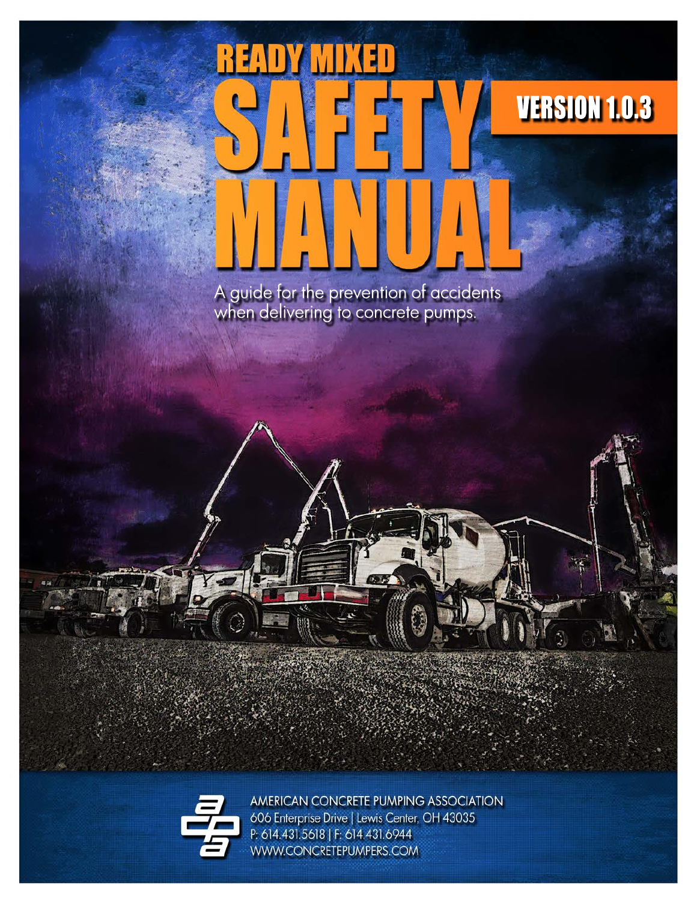# READY MIXED SAFETY MANUAL

VERSION 1.0.3

A guide for the prevention of accidents when delivering to concrete pumps.

AMERICAN CONCRETE PUMPING ASSOCIATION
606 Enterprise Drive | Lewis Center, OH 43035
P: 614.431.5618 | F: 614.431.6944
WWW.CONCRETEPUMPERS.COM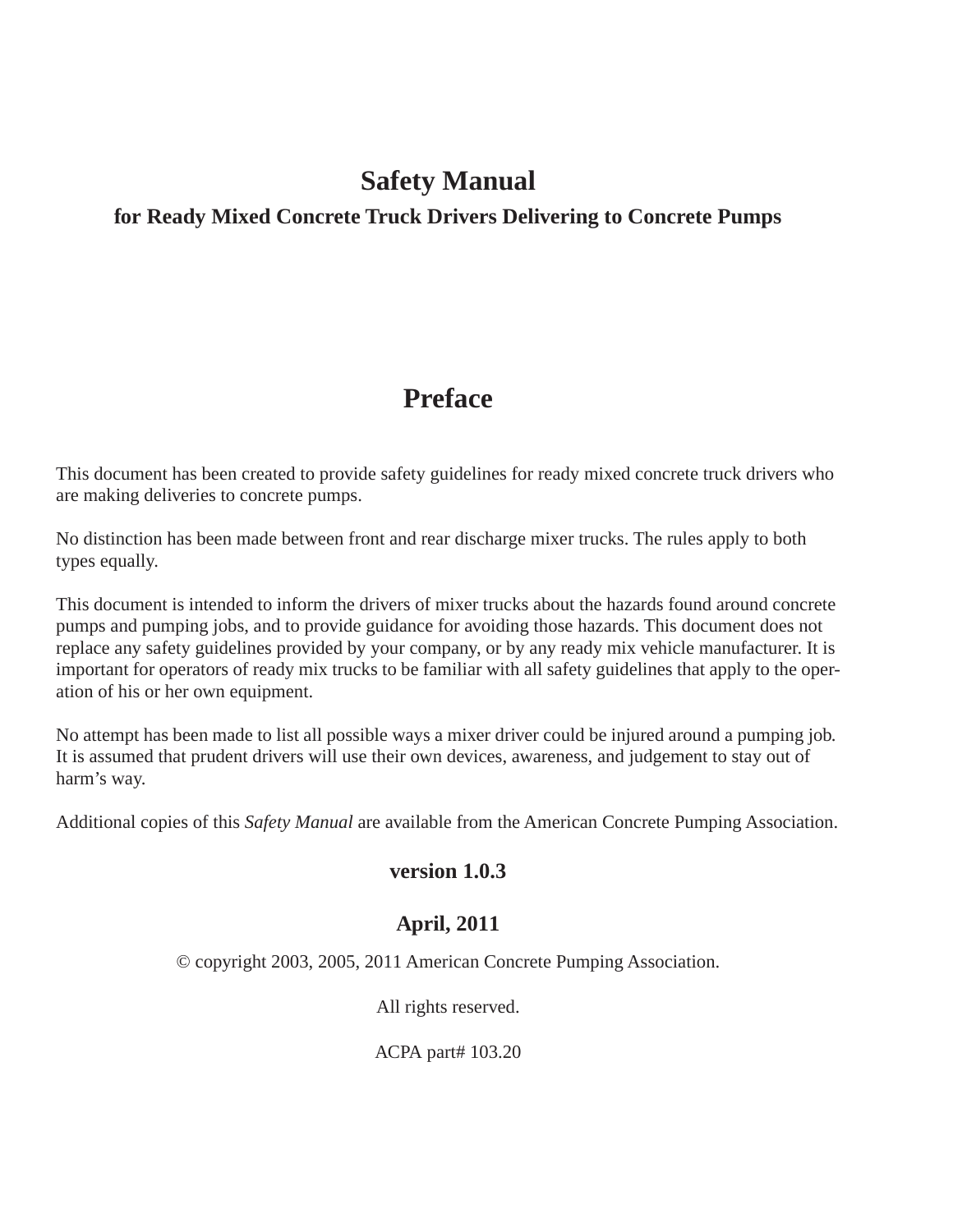# Safety Manual

**for Ready Mixed Concrete Truck Drivers Delivering to Concrete Pumps**

## Preface

This document has been created to provide safety guidelines for ready mixed concrete truck drivers who are making deliveries to concrete pumps.

No distinction has been made between front and rear discharge mixer trucks. The rules apply to both types equally.

This document is intended to inform the drivers of mixer trucks about the hazards found around concrete pumps and pumping jobs, and to provide guidance for avoiding those hazards. This document does not replace any safety guidelines provided by your company, or by any ready mix vehicle manufacturer. It is important for operators of ready mix trucks to be familiar with all safety guidelines that apply to the operation of his or her own equipment.

No attempt has been made to list all possible ways a mixer driver could be injured around a pumping job. It is assumed that prudent drivers will use their own devices, awareness, and judgement to stay out of harm's way.

Additional copies of this *Safety Manual* are available from the American Concrete Pumping Association.

**version 1.0.3**

**April, 2011**

© copyright 2003, 2005, 2011 American Concrete Pumping Association.

All rights reserved.

ACPA part# 103.20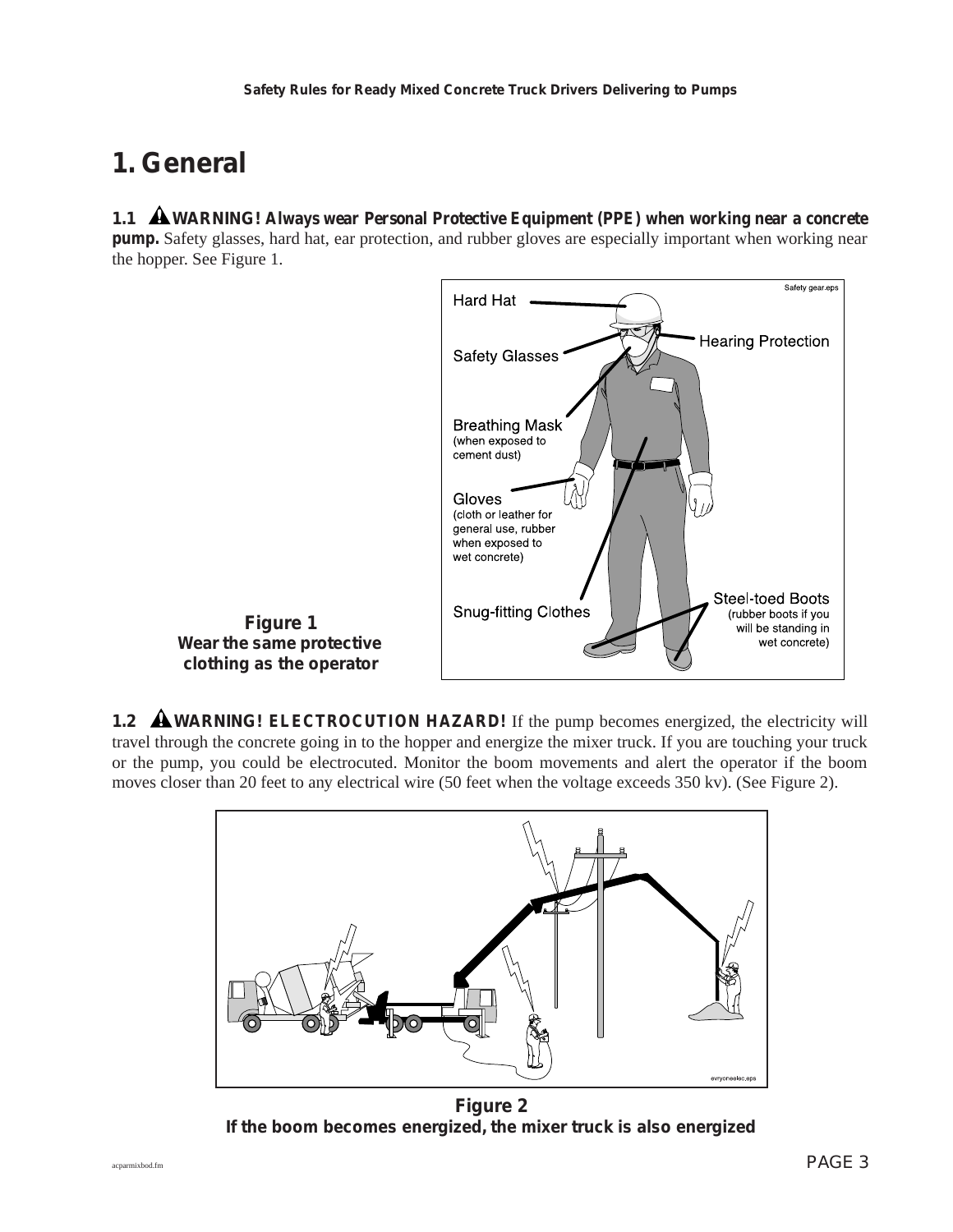# 1. General

**1.1 ⚠ WARNING! Always wear Personal Protective Equipment (PPE) when working near a concrete pump.** Safety glasses, hard hat, ear protection, and rubber gloves are especially important when working near the hopper. See Figure 1.

**Figure 1**
**Wear the same protective clothing as the operator**

**1.2 ⚠ WARNING! ELECTROCUTION HAZARD!** If the pump becomes energized, the electricity will travel through the concrete going in to the hopper and energize the mixer truck. If you are touching your truck or the pump, you could be electrocuted. Monitor the boom movements and alert the operator if the boom moves closer than 20 feet to any electrical wire (50 feet when the voltage exceeds 350 kv). (See Figure 2).

**Figure 2**
**If the boom becomes energized, the mixer truck is also energized**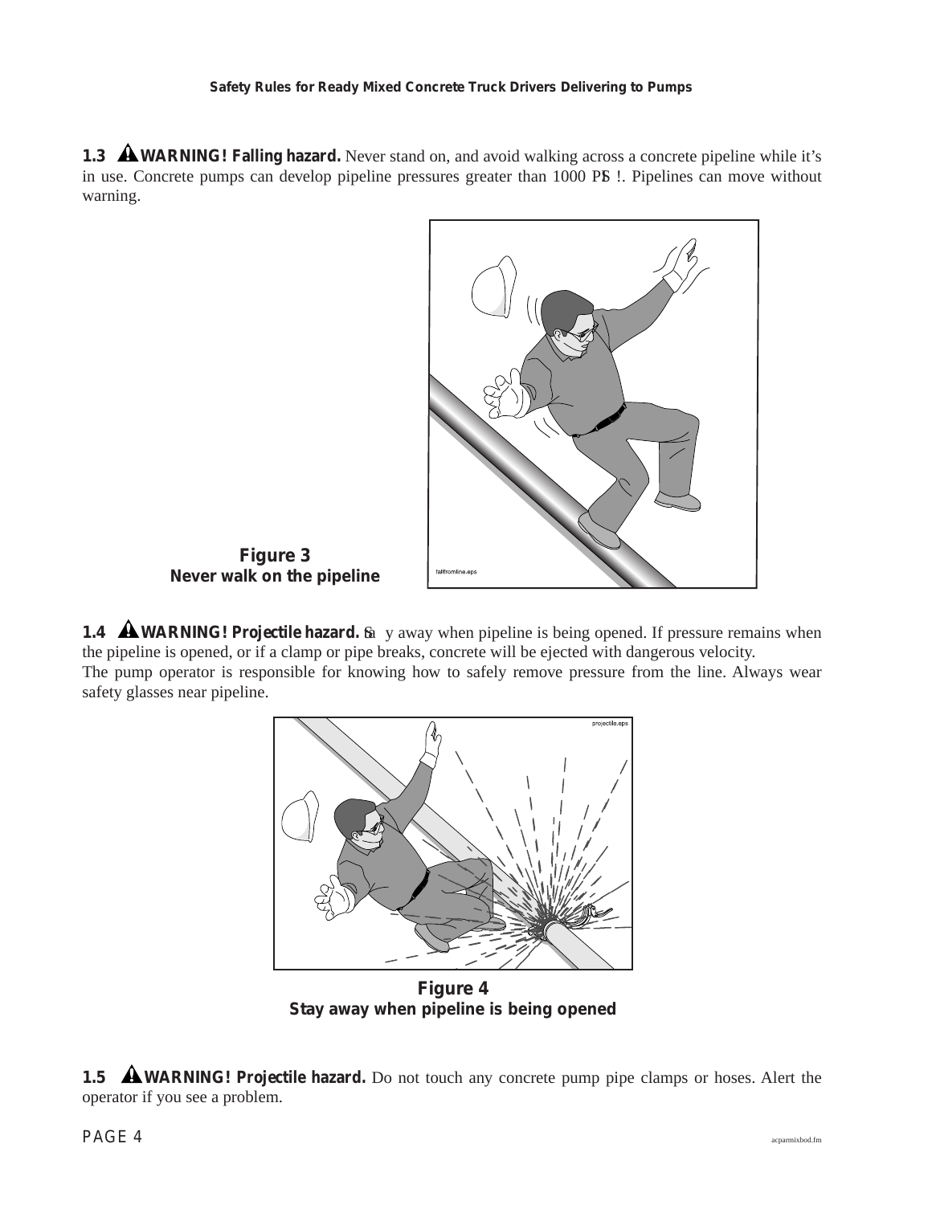**1.3 ⚠WARNING! Falling hazard.** Never stand on, and avoid walking across a concrete pipeline while it's in use. Concrete pumps can develop pipeline pressures greater than 1000 PSI. Pipelines can move without warning.

**Figure 3**
**Never walk on the pipeline**

**1.4 ⚠WARNING! Projectile hazard.** Stay away when pipeline is being opened. If pressure remains when the pipeline is opened, or if a clamp or pipe breaks, concrete will be ejected with dangerous velocity.
The pump operator is responsible for knowing how to safely remove pressure from the line. Always wear safety glasses near pipeline.

**Figure 4**
**Stay away when pipeline is being opened**

**1.5 ⚠WARNING! Projectile hazard.** Do not touch any concrete pump pipe clamps or hoses. Alert the operator if you see a problem.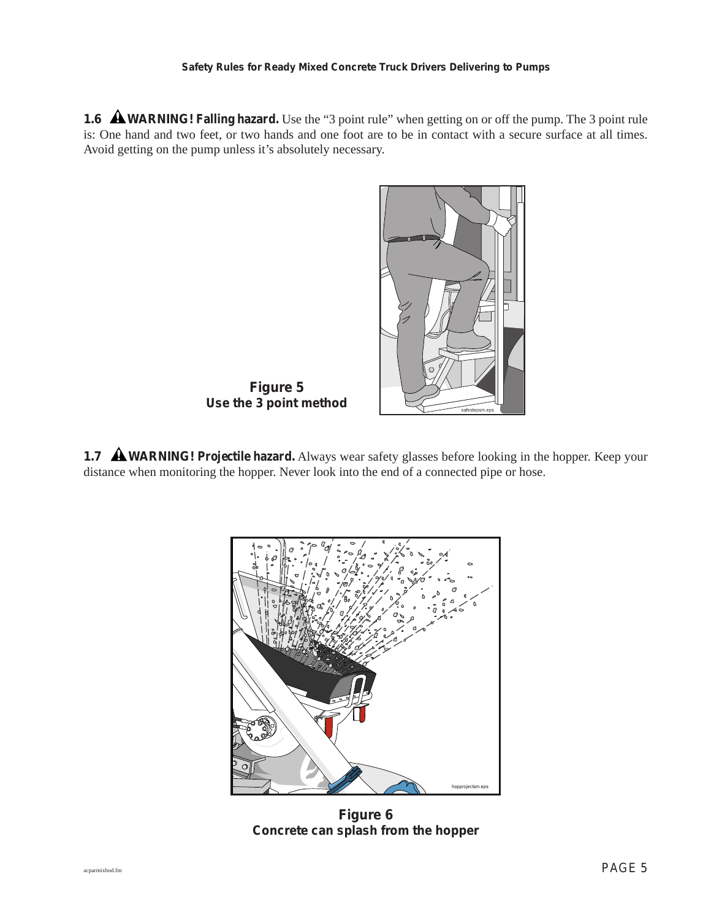**1.6 ⚠ WARNING! Falling hazard.** Use the "3 point rule" when getting on or off the pump. The 3 point rule is: One hand and two feet, or two hands and one foot are to be in contact with a secure surface at all times. Avoid getting on the pump unless it's absolutely necessary.

**Figure 5**
**Use the 3 point method**

**1.7 ⚠ WARNING! Projectile hazard.** Always wear safety glasses before looking in the hopper. Keep your distance when monitoring the hopper. Never look into the end of a connected pipe or hose.

**Figure 6**
**Concrete can splash from the hopper**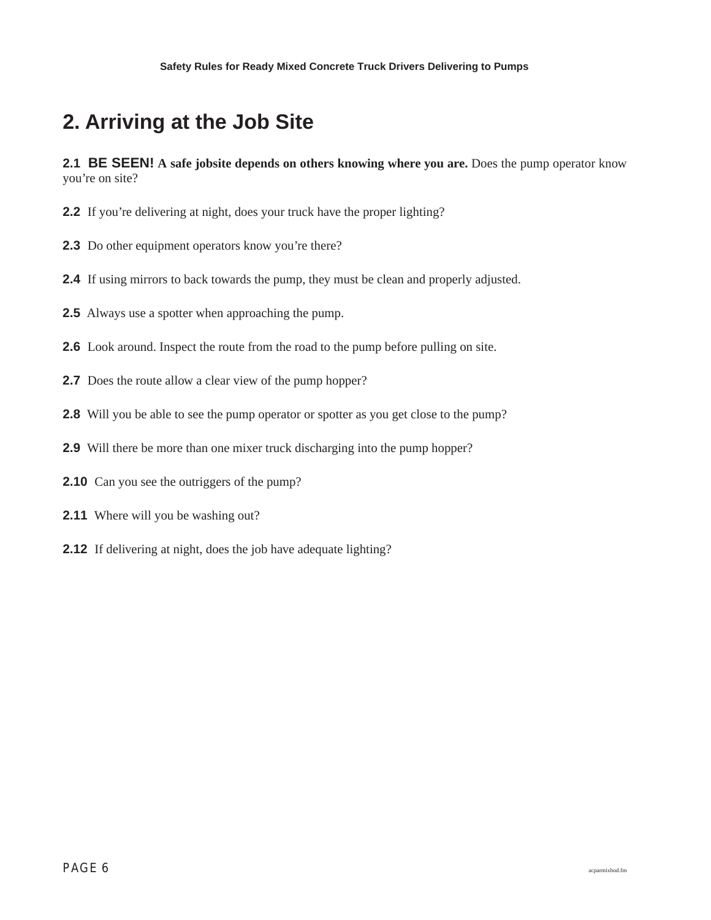## 2. Arriving at the Job Site

**2.1 BE SEEN! A safe jobsite depends on others knowing where you are.** Does the pump operator know you're on site?

**2.2** If you're delivering at night, does your truck have the proper lighting?

**2.3** Do other equipment operators know you're there?

**2.4** If using mirrors to back towards the pump, they must be clean and properly adjusted.

**2.5** Always use a spotter when approaching the pump.

**2.6** Look around. Inspect the route from the road to the pump before pulling on site.

**2.7** Does the route allow a clear view of the pump hopper?

**2.8** Will you be able to see the pump operator or spotter as you get close to the pump?

**2.9** Will there be more than one mixer truck discharging into the pump hopper?

**2.10** Can you see the outriggers of the pump?

**2.11** Where will you be washing out?

**2.12** If delivering at night, does the job have adequate lighting?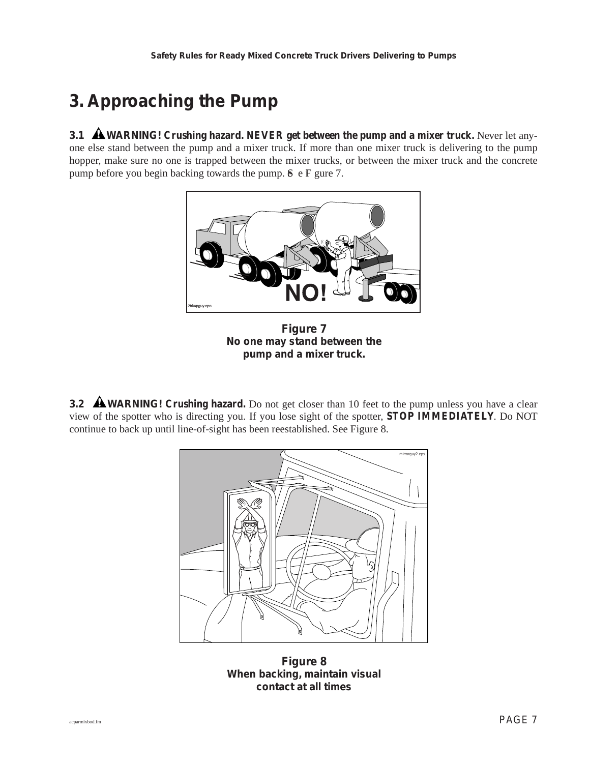# 3. Approaching the Pump

**3.1 ⚠ WARNING! Crushing hazard. NEVER get between the pump and a mixer truck.** Never let anyone else stand between the pump and a mixer truck. If more than one mixer truck is delivering to the pump hopper, make sure no one is trapped between the mixer trucks, or between the mixer truck and the concrete pump before you begin backing towards the pump. See Figure 7.

**Figure 7**
**No one may stand between the pump and a mixer truck.**

**3.2 ⚠ WARNING! Crushing hazard.** Do not get closer than 10 feet to the pump unless you have a clear view of the spotter who is directing you. If you lose sight of the spotter, **STOP IMMEDIATELY**. Do NOT continue to back up until line-of-sight has been reestablished. See Figure 8.

**Figure 8**
**When backing, maintain visual contact at all times**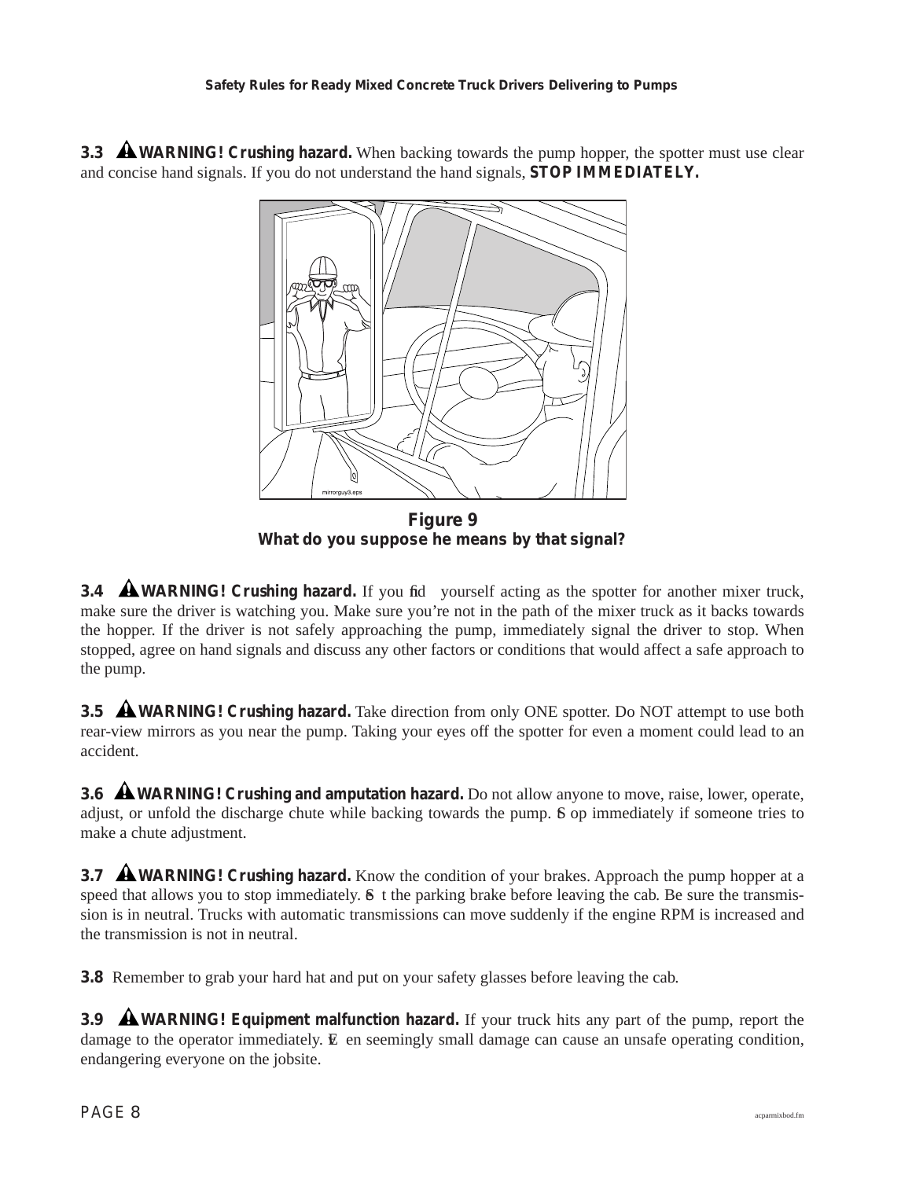**3.3** ⚠ **WARNING! Crushing hazard.** When backing towards the pump hopper, the spotter must use clear and concise hand signals. If you do not understand the hand signals, **STOP IMMEDIATELY.**

**Figure 9**
**What do you suppose he means by that signal?**

**3.4** ⚠ **WARNING! Crushing hazard.** If you find yourself acting as the spotter for another mixer truck, make sure the driver is watching you. Make sure you're not in the path of the mixer truck as it backs towards the hopper. If the driver is not safely approaching the pump, immediately signal the driver to stop. When stopped, agree on hand signals and discuss any other factors or conditions that would affect a safe approach to the pump.

**3.5** ⚠ **WARNING! Crushing hazard.** Take direction from only ONE spotter. Do NOT attempt to use both rear-view mirrors as you near the pump. Taking your eyes off the spotter for even a moment could lead to an accident.

**3.6** ⚠ **WARNING! Crushing and amputation hazard.** Do not allow anyone to move, raise, lower, operate, adjust, or unfold the discharge chute while backing towards the pump. Stop immediately if someone tries to make a chute adjustment.

**3.7** ⚠ **WARNING! Crushing hazard.** Know the condition of your brakes. Approach the pump hopper at a speed that allows you to stop immediately. Set the parking brake before leaving the cab. Be sure the transmission is in neutral. Trucks with automatic transmissions can move suddenly if the engine RPM is increased and the transmission is not in neutral.

**3.8** Remember to grab your hard hat and put on your safety glasses before leaving the cab.

**3.9** ⚠ **WARNING! Equipment malfunction hazard.** If your truck hits any part of the pump, report the damage to the operator immediately. Even seemingly small damage can cause an unsafe operating condition, endangering everyone on the jobsite.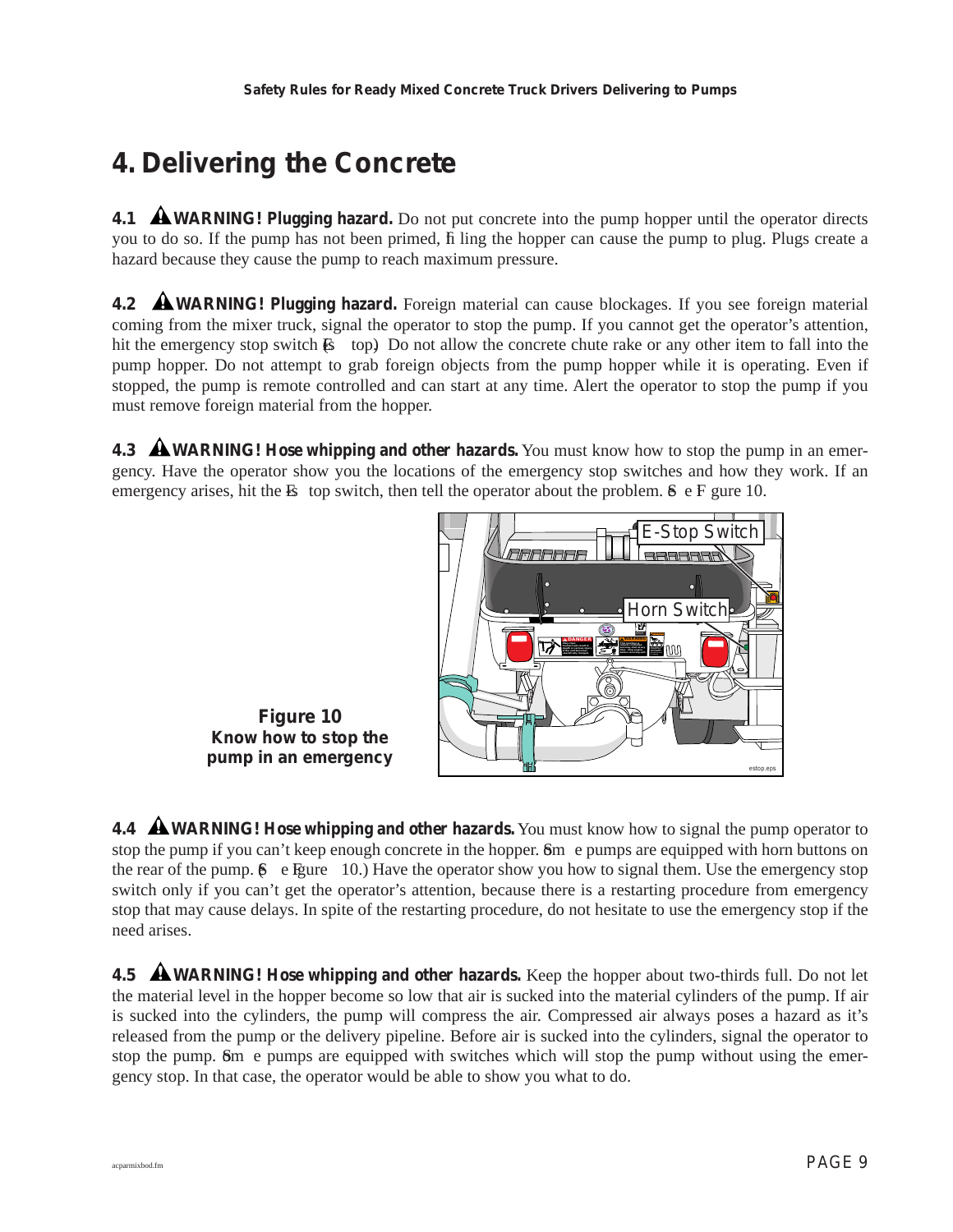# 4. Delivering the Concrete

**4.1 ⚠ WARNING! Plugging hazard.** Do not put concrete into the pump hopper until the operator directs you to do so. If the pump has not been primed, filling the hopper can cause the pump to plug. Plugs create a hazard because they cause the pump to reach maximum pressure.

**4.2 ⚠ WARNING! Plugging hazard.** Foreign material can cause blockages. If you see foreign material coming from the mixer truck, signal the operator to stop the pump. If you cannot get the operator's attention, hit the emergency stop switch (E-stop). Do not allow the concrete chute rake or any other item to fall into the pump hopper. Do not attempt to grab foreign objects from the pump hopper while it is operating. Even if stopped, the pump is remote controlled and can start at any time. Alert the operator to stop the pump if you must remove foreign material from the hopper.

**4.3 ⚠ WARNING! Hose whipping and other hazards.** You must know how to stop the pump in an emergency. Have the operator show you the locations of the emergency stop switches and how they work. If an emergency arises, hit the E-stop switch, then tell the operator about the problem. See Figure 10.

**Figure 10**
**Know how to stop the pump in an emergency**

**4.4 ⚠ WARNING! Hose whipping and other hazards.** You must know how to signal the pump operator to stop the pump if you can't keep enough concrete in the hopper. Some pumps are equipped with horn buttons on the rear of the pump. (See Figure 10.) Have the operator show you how to signal them. Use the emergency stop switch only if you can't get the operator's attention, because there is a restarting procedure from emergency stop that may cause delays. In spite of the restarting procedure, do not hesitate to use the emergency stop if the need arises.

**4.5 ⚠ WARNING! Hose whipping and other hazards.** Keep the hopper about two-thirds full. Do not let the material level in the hopper become so low that air is sucked into the material cylinders of the pump. If air is sucked into the cylinders, the pump will compress the air. Compressed air always poses a hazard as it's released from the pump or the delivery pipeline. Before air is sucked into the cylinders, signal the operator to stop the pump. Some pumps are equipped with switches which will stop the pump without using the emergency stop. In that case, the operator would be able to show you what to do.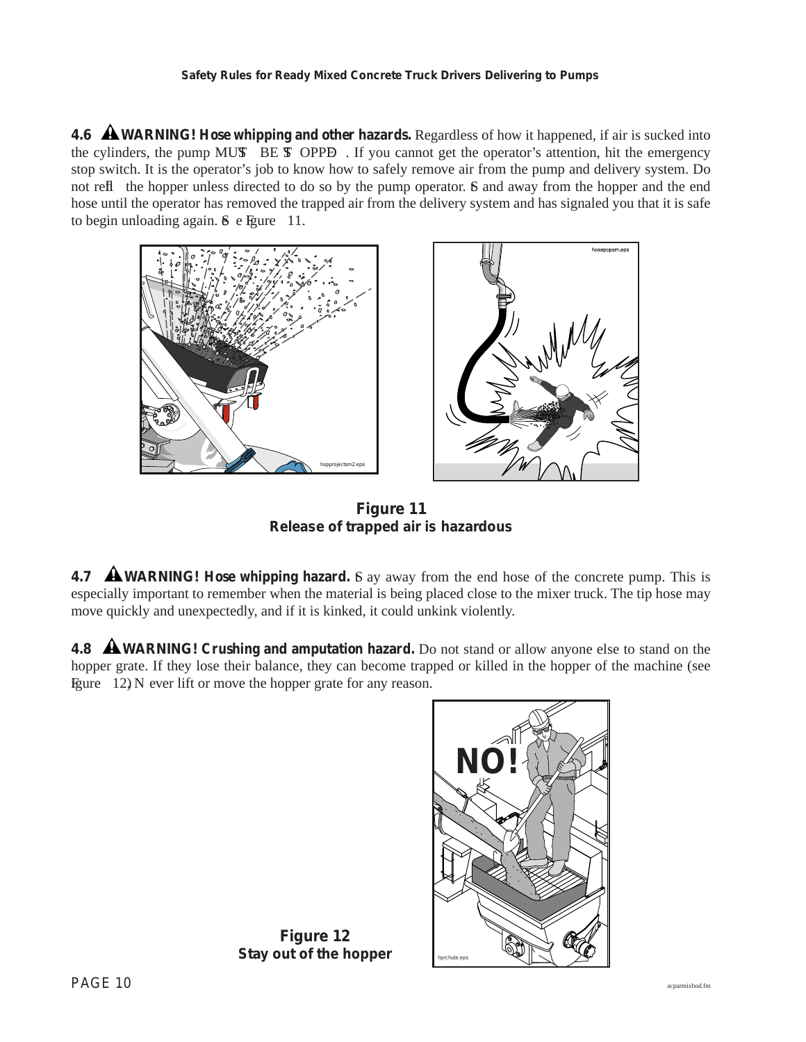**4.6 ⚠ WARNING! Hose whipping and other hazards.** Regardless of how it happened, if air is sucked into the cylinders, the pump MUST BE STOPPED. If you cannot get the operator's attention, hit the emergency stop switch. It is the operator's job to know how to safely remove air from the pump and delivery system. Do not refill the hopper unless directed to do so by the pump operator. Stand away from the hopper and the end hose until the operator has removed the trapped air from the delivery system and has signaled you that it is safe to begin unloading again. See Figure 11.

**Figure 11**
**Release of trapped air is hazardous**

**4.7 ⚠ WARNING! Hose whipping hazard.** Stay away from the end hose of the concrete pump. This is especially important to remember when the material is being placed close to the mixer truck. The tip hose may move quickly and unexpectedly, and if it is kinked, it could unkink violently.

**4.8 ⚠ WARNING! Crushing and amputation hazard.** Do not stand or allow anyone else to stand on the hopper grate. If they lose their balance, they can become trapped or killed in the hopper of the machine (see Figure 12). Never lift or move the hopper grate for any reason.

**Figure 12**
**Stay out of the hopper**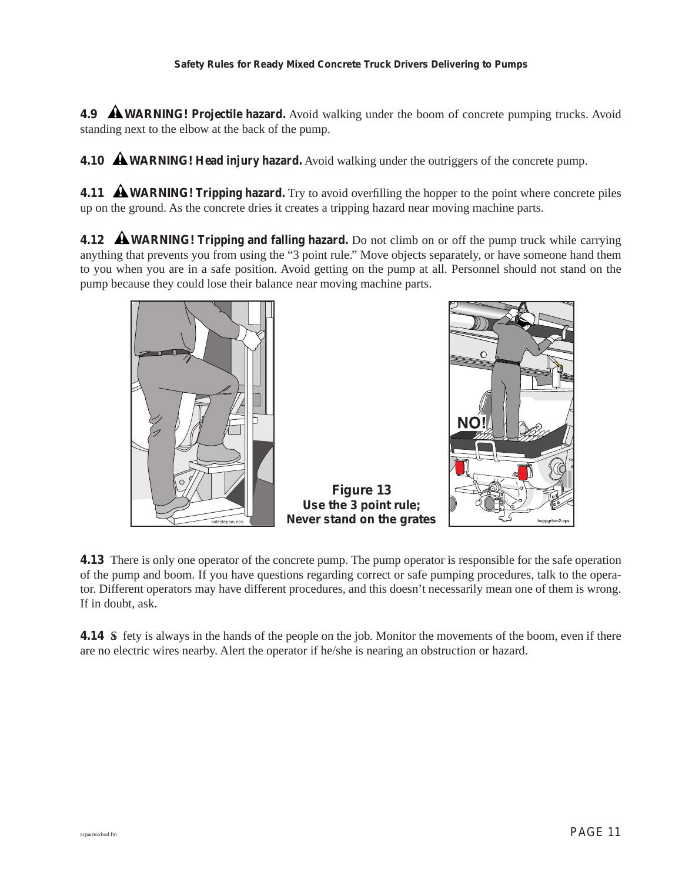**4.9** ⚠ **WARNING! Projectile hazard.** Avoid walking under the boom of concrete pumping trucks. Avoid standing next to the elbow at the back of the pump.

**4.10** ⚠ **WARNING! Head injury hazard.** Avoid walking under the outriggers of the concrete pump.

**4.11** ⚠ **WARNING! Tripping hazard.** Try to avoid overfilling the hopper to the point where concrete piles up on the ground. As the concrete dries it creates a tripping hazard near moving machine parts.

**4.12** ⚠ **WARNING! Tripping and falling hazard.** Do not climb on or off the pump truck while carrying anything that prevents you from using the "3 point rule." Move objects separately, or have someone hand them to you when you are in a safe position. Avoid getting on the pump at all. Personnel should not stand on the pump because they could lose their balance near moving machine parts.

**Figure 13**
**Use the 3 point rule; Never stand on the grates**

**4.13** There is only one operator of the concrete pump. The pump operator is responsible for the safe operation of the pump and boom. If you have questions regarding correct or safe pumping procedures, talk to the operator. Different operators may have different procedures, and this doesn't necessarily mean one of them is wrong. If in doubt, ask.

**4.14** Safety is always in the hands of the people on the job. Monitor the movements of the boom, even if there are no electric wires nearby. Alert the operator if he/she is nearing an obstruction or hazard.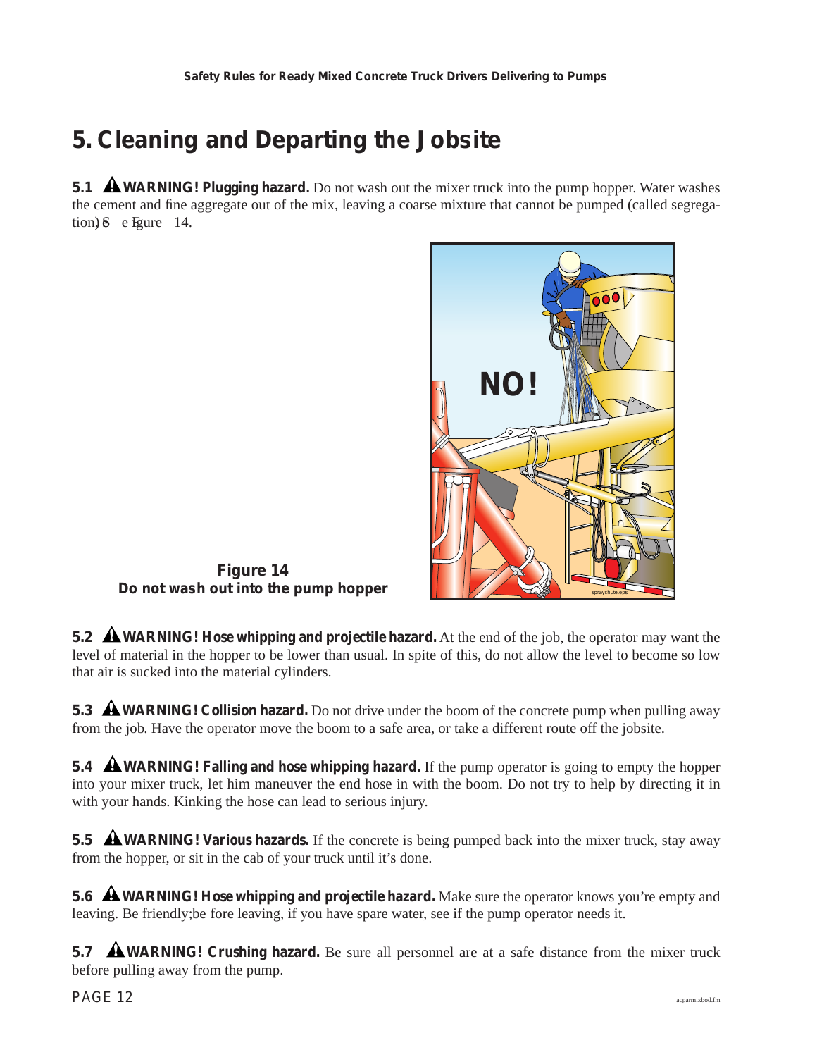# 5. Cleaning and Departing the Jobsite

**5.1 ⚠ WARNING! Plugging hazard.** Do not wash out the mixer truck into the pump hopper. Water washes the cement and fine aggregate out of the mix, leaving a coarse mixture that cannot be pumped (called segregation). See Figure 14.

**Figure 14**
**Do not wash out into the pump hopper**

**5.2 ⚠ WARNING! Hose whipping and projectile hazard.** At the end of the job, the operator may want the level of material in the hopper to be lower than usual. In spite of this, do not allow the level to become so low that air is sucked into the material cylinders.

**5.3 ⚠ WARNING! Collision hazard.** Do not drive under the boom of the concrete pump when pulling away from the job. Have the operator move the boom to a safe area, or take a different route off the jobsite.

**5.4 ⚠ WARNING! Falling and hose whipping hazard.** If the pump operator is going to empty the hopper into your mixer truck, let him maneuver the end hose in with the boom. Do not try to help by directing it in with your hands. Kinking the hose can lead to serious injury.

**5.5 ⚠ WARNING! Various hazards.** If the concrete is being pumped back into the mixer truck, stay away from the hopper, or sit in the cab of your truck until it's done.

**5.6 ⚠ WARNING! Hose whipping and projectile hazard.** Make sure the operator knows you're empty and leaving. Be friendly; before leaving, if you have spare water, see if the pump operator needs it.

**5.7 ⚠ WARNING! Crushing hazard.** Be sure all personnel are at a safe distance from the mixer truck before pulling away from the pump.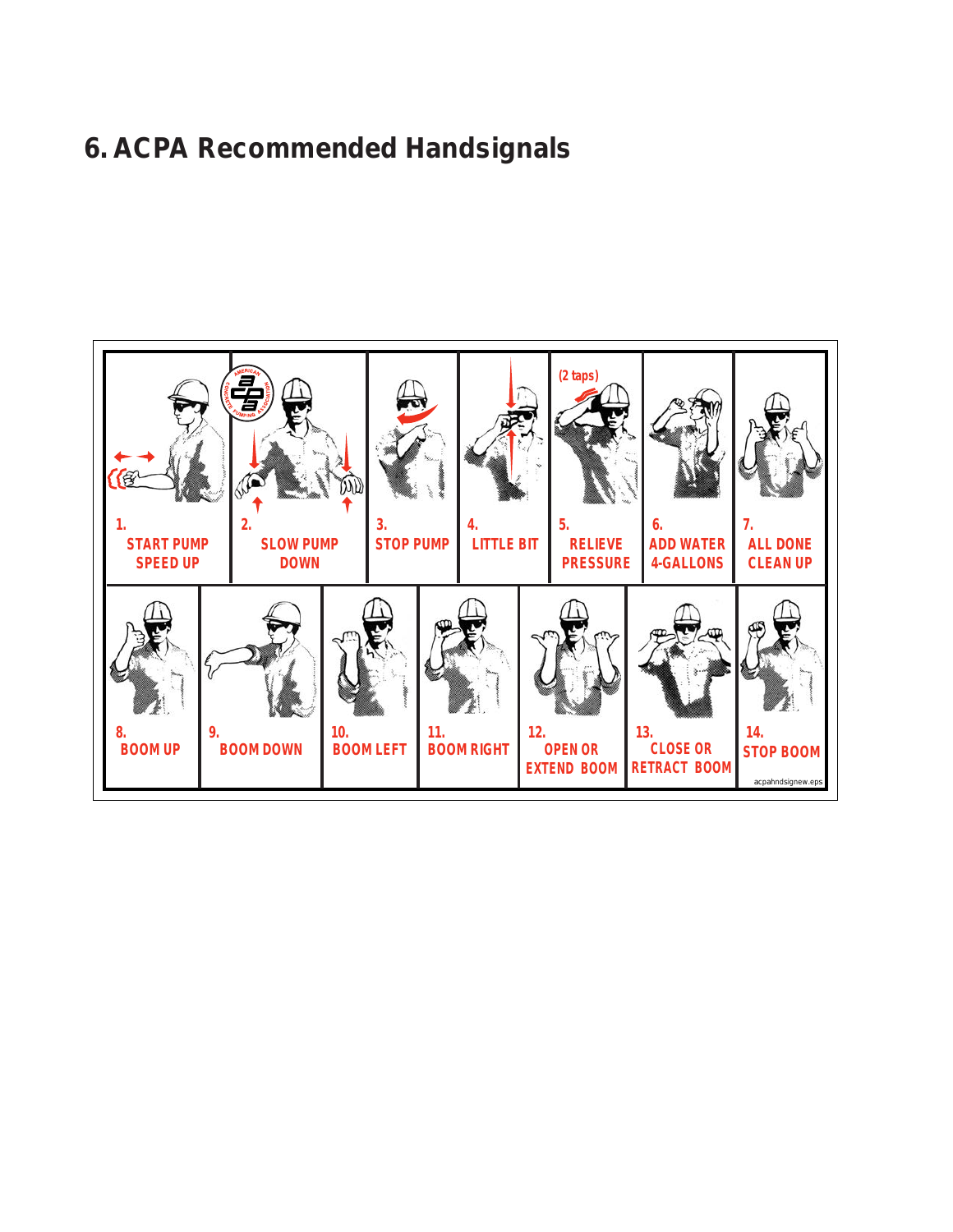## 6. ACPA Recommended Handsignals

(2 taps)

1. START PUMP SPEED UP
2. SLOW PUMP DOWN
3. STOP PUMP
4. LITTLE BIT
5. RELIEVE PRESSURE
6. ADD WATER 4-GALLONS
7. ALL DONE CLEAN UP
8. BOOM UP
9. BOOM DOWN
10. BOOM LEFT
11. BOOM RIGHT
12. OPEN OR EXTEND BOOM
13. CLOSE OR RETRACT BOOM
14. STOP BOOM

acpahndsignew.eps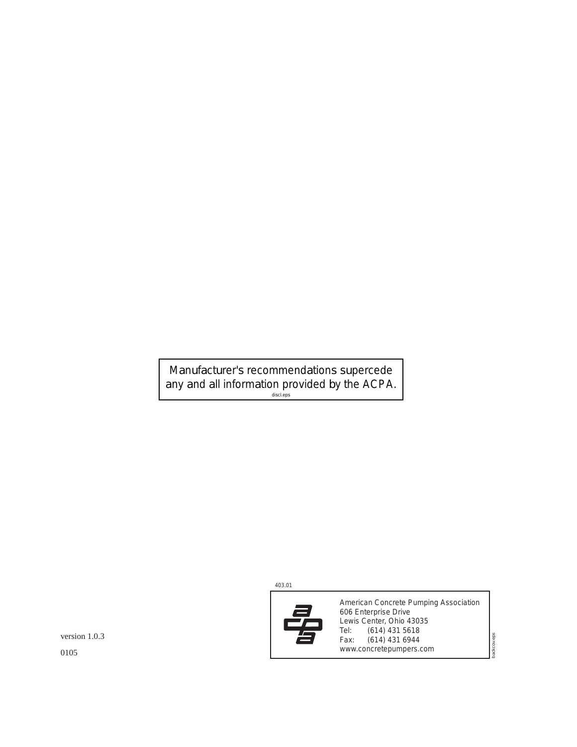Manufacturer's recommendations supercede any and all information provided by the ACPA.

discl.eps

403.01

American Concrete Pumping Association
606 Enterprise Drive
Lewis Center, Ohio 43035
Tel: (614) 431 5618
Fax: (614) 431 6944
www.concretepumpers.com

backcov.eps

version 1.0.3

0105